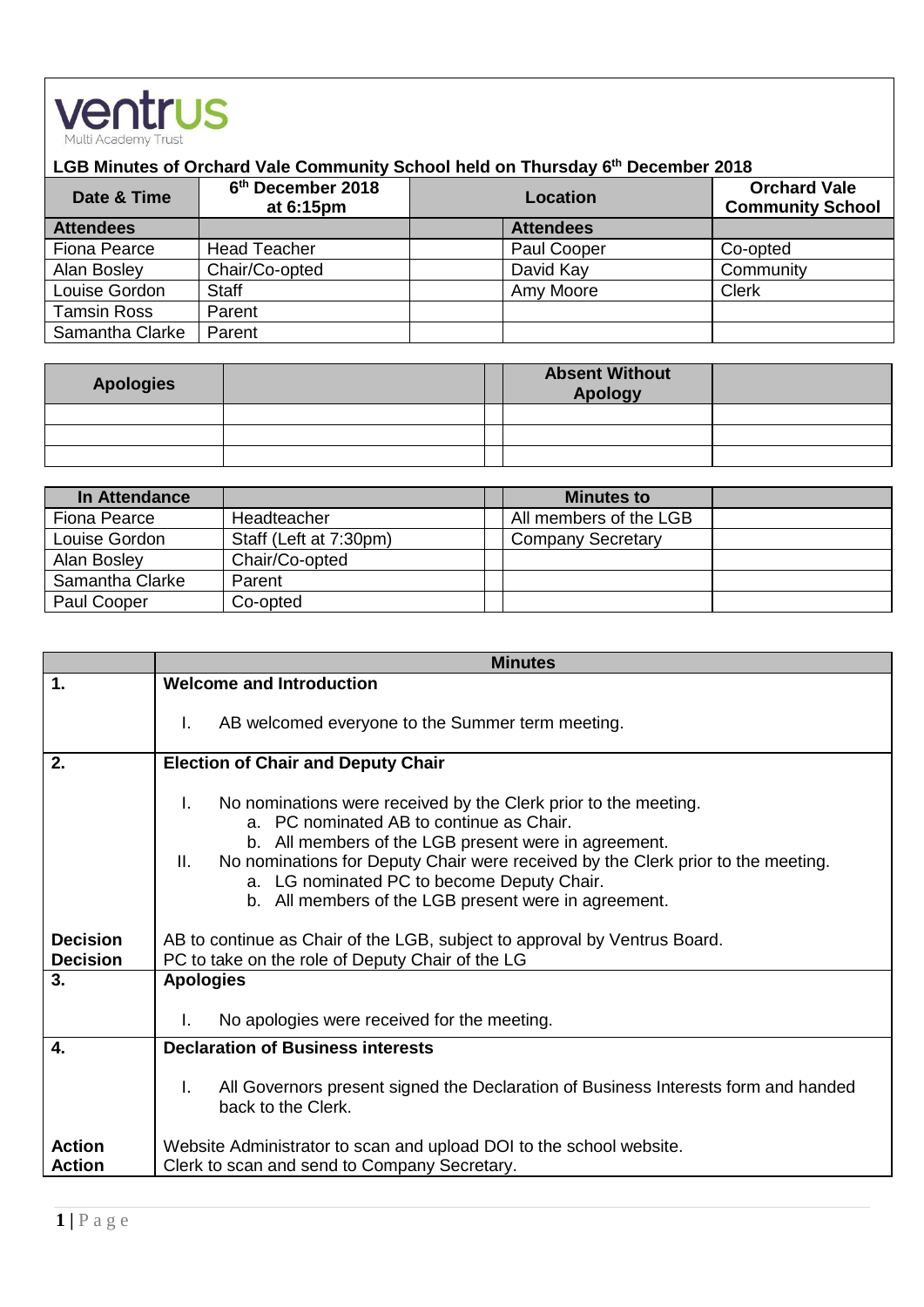ventrus
Multi Academy Trust

**LGB Minutes of Orchard Vale Community School held on Thursday 6th December 2018**

| Date & Time | 6th December 2018 at 6:15pm | Location | | Orchard Vale Community School |
|---|---|---|---|---|
| **Attendees** | | | **Attendees** | |
| Fiona Pearce | Head Teacher | | Paul Cooper | Co-opted |
| Alan Bosley | Chair/Co-opted | | David Kay | Community |
| Louise Gordon | Staff | | Amy Moore | Clerk |
| Tamsin Ross | Parent | | | |
| Samantha Clarke | Parent | | | |

| Apologies | | | Absent Without Apology | |
|---|---|---|---|---|
| | | | | |
| | | | | |
| | | | | |

| In Attendance | | | Minutes to | |
|---|---|---|---|---|
| Fiona Pearce | Headteacher | | All members of the LGB | |
| Louise Gordon | Staff (Left at 7:30pm) | | Company Secretary | |
| Alan Bosley | Chair/Co-opted | | | |
| Samantha Clarke | Parent | | | |
| Paul Cooper | Co-opted | | | |

| | Minutes |
|---|---|
| **1.** | **Welcome and Introduction**<br><br>I. AB welcomed everyone to the Summer term meeting. |
| **2.** | **Election of Chair and Deputy Chair**<br><br>I. No nominations were received by the Clerk prior to the meeting.<br>a. PC nominated AB to continue as Chair.<br>b. All members of the LGB present were in agreement.<br>II. No nominations for Deputy Chair were received by the Clerk prior to the meeting.<br>a. LG nominated PC to become Deputy Chair.<br>b. All members of the LGB present were in agreement. |
| **Decision**<br>**Decision** | AB to continue as Chair of the LGB, subject to approval by Ventrus Board.<br>PC to take on the role of Deputy Chair of the LG |
| **3.** | **Apologies**<br><br>I. No apologies were received for the meeting. |
| **4.** | **Declaration of Business interests**<br><br>I. All Governors present signed the Declaration of Business Interests form and handed back to the Clerk. |
| **Action**<br>**Action** | Website Administrator to scan and upload DOI to the school website.<br>Clerk to scan and send to Company Secretary. |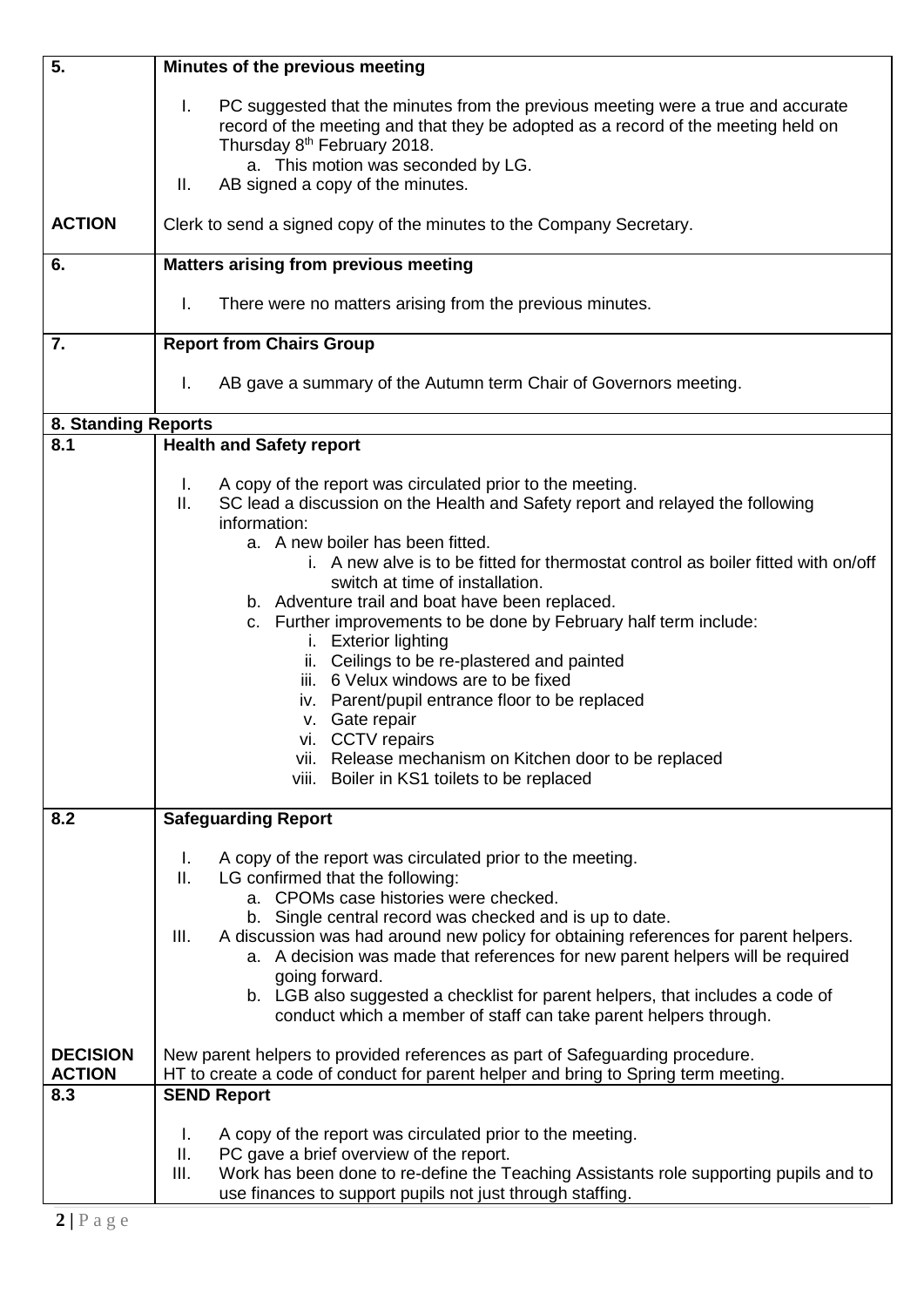| | |
|---|---|
| **5.** | **Minutes of the previous meeting** |
| | I. PC suggested that the minutes from the previous meeting were a true and accurate record of the meeting and that they be adopted as a record of the meeting held on Thursday 8th February 2018.<br>a. This motion was seconded by LG.<br>II. AB signed a copy of the minutes. |
| **ACTION** | Clerk to send a signed copy of the minutes to the Company Secretary. |
| **6.** | **Matters arising from previous meeting** |
| | I. There were no matters arising from the previous minutes. |
| **7.** | **Report from Chairs Group** |
| | I. AB gave a summary of the Autumn term Chair of Governors meeting. |
| **8. Standing Reports** | |
| **8.1** | **Health and Safety report** |
| | I. A copy of the report was circulated prior to the meeting.<br>II. SC lead a discussion on the Health and Safety report and relayed the following information:<br>a. A new boiler has been fitted.<br>i. A new alve is to be fitted for thermostat control as boiler fitted with on/off switch at time of installation.<br>b. Adventure trail and boat have been replaced.<br>c. Further improvements to be done by February half term include:<br>i. Exterior lighting<br>ii. Ceilings to be re-plastered and painted<br>iii. 6 Velux windows are to be fixed<br>iv. Parent/pupil entrance floor to be replaced<br>v. Gate repair<br>vi. CCTV repairs<br>vii. Release mechanism on Kitchen door to be replaced<br>viii. Boiler in KS1 toilets to be replaced |
| **8.2** | **Safeguarding Report** |
| | I. A copy of the report was circulated prior to the meeting.<br>II. LG confirmed that the following:<br>a. CPOMs case histories were checked.<br>b. Single central record was checked and is up to date.<br>III. A discussion was had around new policy for obtaining references for parent helpers.<br>a. A decision was made that references for new parent helpers will be required going forward.<br>b. LGB also suggested a checklist for parent helpers, that includes a code of conduct which a member of staff can take parent helpers through. |
| **DECISION** | New parent helpers to provided references as part of Safeguarding procedure. |
| **ACTION** | HT to create a code of conduct for parent helper and bring to Spring term meeting. |
| **8.3** | **SEND Report** |
| | I. A copy of the report was circulated prior to the meeting.<br>II. PC gave a brief overview of the report.<br>III. Work has been done to re-define the Teaching Assistants role supporting pupils and to use finances to support pupils not just through staffing. |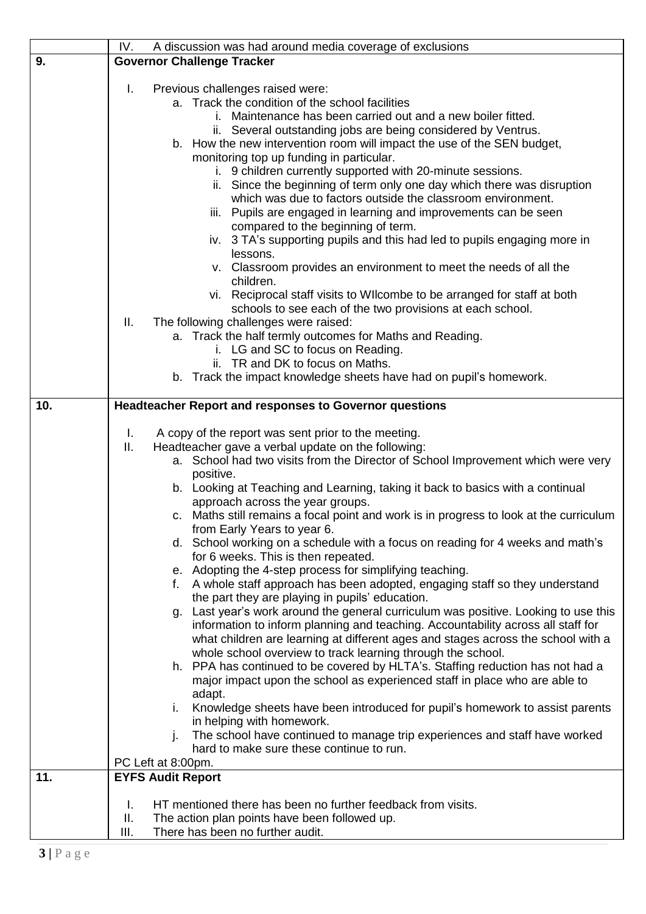| | |
|---|---|
| | IV. A discussion was had around media coverage of exclusions |
| **9.** | **Governor Challenge Tracker**<br><br>I. Previous challenges raised were:<br>a. Track the condition of the school facilities<br>i. Maintenance has been carried out and a new boiler fitted.<br>ii. Several outstanding jobs are being considered by Ventrus.<br>b. How the new intervention room will impact the use of the SEN budget, monitoring top up funding in particular.<br>i. 9 children currently supported with 20-minute sessions.<br>ii. Since the beginning of term only one day which there was disruption which was due to factors outside the classroom environment.<br>iii. Pupils are engaged in learning and improvements can be seen compared to the beginning of term.<br>iv. 3 TA's supporting pupils and this had led to pupils engaging more in lessons.<br>v. Classroom provides an environment to meet the needs of all the children.<br>vi. Reciprocal staff visits to WIlcombe to be arranged for staff at both schools to see each of the two provisions at each school.<br>II. The following challenges were raised:<br>a. Track the half termly outcomes for Maths and Reading.<br>i. LG and SC to focus on Reading.<br>ii. TR and DK to focus on Maths.<br>b. Track the impact knowledge sheets have had on pupil's homework. |
| **10.** | **Headteacher Report and responses to Governor questions**<br><br>I. A copy of the report was sent prior to the meeting.<br>II. Headteacher gave a verbal update on the following:<br>a. School had two visits from the Director of School Improvement which were very positive.<br>b. Looking at Teaching and Learning, taking it back to basics with a continual approach across the year groups.<br>c. Maths still remains a focal point and work is in progress to look at the curriculum from Early Years to year 6.<br>d. School working on a schedule with a focus on reading for 4 weeks and math's for 6 weeks. This is then repeated.<br>e. Adopting the 4-step process for simplifying teaching.<br>f. A whole staff approach has been adopted, engaging staff so they understand the part they are playing in pupils' education.<br>g. Last year's work around the general curriculum was positive. Looking to use this information to inform planning and teaching. Accountability across all staff for what children are learning at different ages and stages across the school with a whole school overview to track learning through the school.<br>h. PPA has continued to be covered by HLTA's. Staffing reduction has not had a major impact upon the school as experienced staff in place who are able to adapt.<br>i. Knowledge sheets have been introduced for pupil's homework to assist parents in helping with homework.<br>j. The school have continued to manage trip experiences and staff have worked hard to make sure these continue to run.<br>PC Left at 8:00pm. |
| **11.** | **EYFS Audit Report**<br><br>I. HT mentioned there has been no further feedback from visits.<br>II. The action plan points have been followed up.<br>III. There has been no further audit. |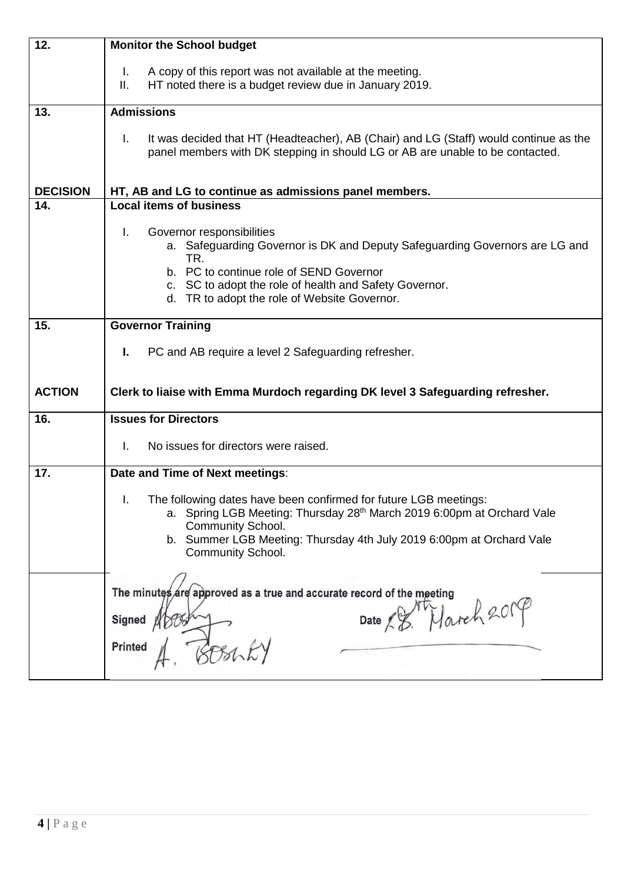| | |
|---|---|
| **12.** | **Monitor the School budget**<br><br>I. A copy of this report was not available at the meeting.<br>II. HT noted there is a budget review due in January 2019. |
| **13.** | **Admissions**<br><br>I. It was decided that HT (Headteacher), AB (Chair) and LG (Staff) would continue as the panel members with DK stepping in should LG or AB are unable to be contacted. |
| **DECISION** | **HT, AB and LG to continue as admissions panel members.** |
| **14.** | **Local items of business**<br><br>I. Governor responsibilities<br>a. Safeguarding Governor is DK and Deputy Safeguarding Governors are LG and TR.<br>b. PC to continue role of SEND Governor<br>c. SC to adopt the role of health and Safety Governor.<br>d. TR to adopt the role of Website Governor. |
| **15.** | **Governor Training**<br><br>**I.** PC and AB require a level 2 Safeguarding refresher. |
| **ACTION** | **Clerk to liaise with Emma Murdoch regarding DK level 3 Safeguarding refresher.** |
| **16.** | **Issues for Directors**<br><br>I. No issues for directors were raised. |
| **17.** | **Date and Time of Next meetings**:<br><br>I. The following dates have been confirmed for future LGB meetings:<br>a. Spring LGB Meeting: Thursday 28th March 2019 6:00pm at Orchard Vale Community School.<br>b. Summer LGB Meeting: Thursday 4th July 2019 6:00pm at Orchard Vale Community School. |
| | The minutes are approved as a true and accurate record of the meeting<br>Signed [signature] Date 28th March 2019<br>Printed A. BOSHLEY |